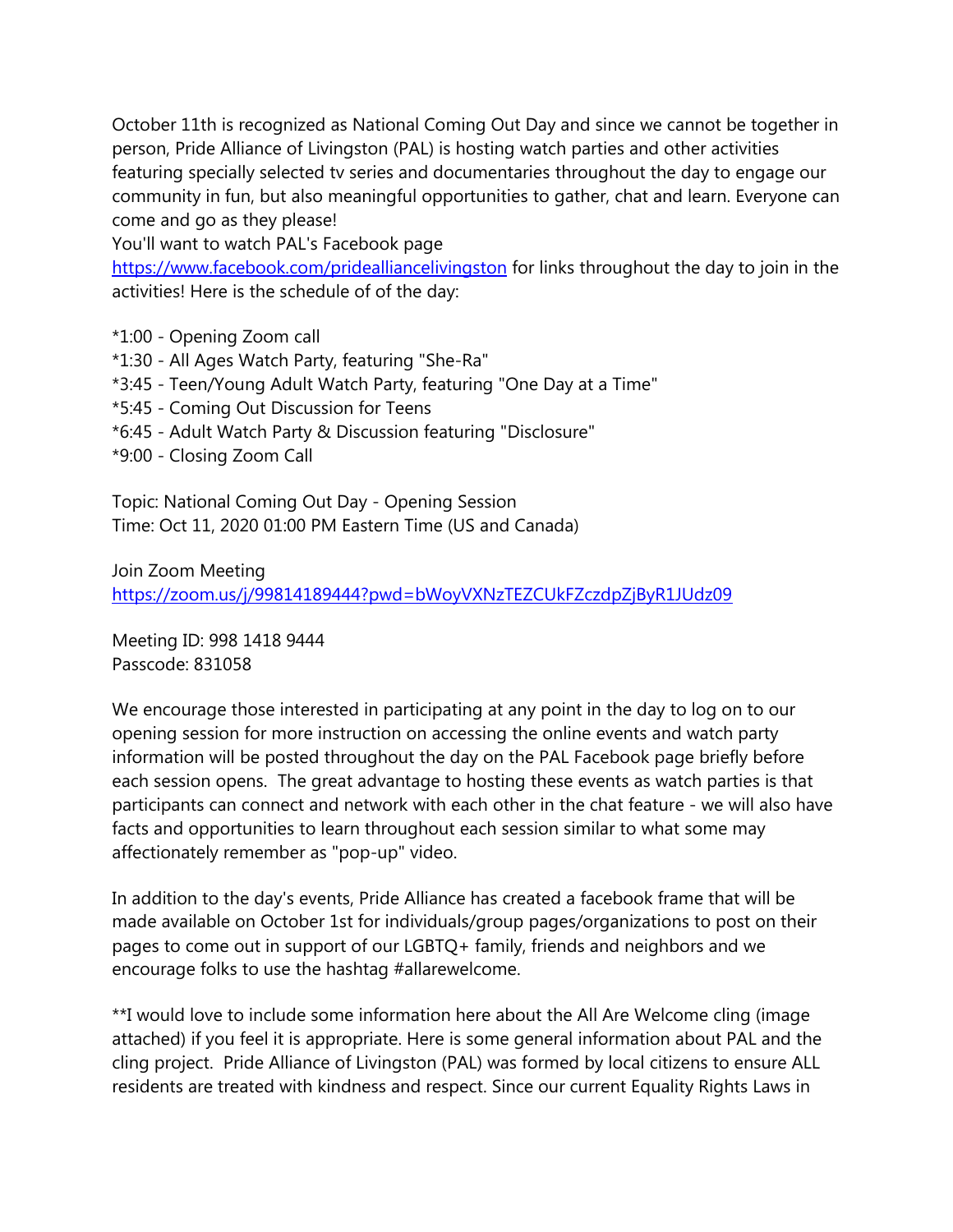October 11th is recognized as National Coming Out Day and since we cannot be together in person, Pride Alliance of Livingston (PAL) is hosting watch parties and other activities featuring specially selected tv series and documentaries throughout the day to engage our community in fun, but also meaningful opportunities to gather, chat and learn. Everyone can come and go as they please!

You'll want to watch PAL's Facebook page https://www.facebook.com/pridealliancelivingston for links throughout the day to join in the activities! Here is the schedule of of the day:

*1:00 - Opening Zoom call
*1:30 - All Ages Watch Party, featuring "She-Ra"
*3:45 - Teen/Young Adult Watch Party, featuring "One Day at a Time"
*5:45 - Coming Out Discussion for Teens
*6:45 - Adult Watch Party & Discussion featuring "Disclosure"
*9:00 - Closing Zoom Call

Topic: National Coming Out Day - Opening Session
Time: Oct 11, 2020 01:00 PM Eastern Time (US and Canada)

Join Zoom Meeting
https://zoom.us/j/99814189444?pwd=bWoyVXNzTEZCUkFZczdpZjByR1JUdz09

Meeting ID: 998 1418 9444
Passcode: 831058

We encourage those interested in participating at any point in the day to log on to our opening session for more instruction on accessing the online events and watch party information will be posted throughout the day on the PAL Facebook page briefly before each session opens. The great advantage to hosting these events as watch parties is that participants can connect and network with each other in the chat feature - we will also have facts and opportunities to learn throughout each session similar to what some may affectionately remember as "pop-up" video.

In addition to the day's events, Pride Alliance has created a facebook frame that will be made available on October 1st for individuals/group pages/organizations to post on their pages to come out in support of our LGBTQ+ family, friends and neighbors and we encourage folks to use the hashtag #allarewelcome.

**I would love to include some information here about the All Are Welcome cling (image attached) if you feel it is appropriate. Here is some general information about PAL and the cling project. Pride Alliance of Livingston (PAL) was formed by local citizens to ensure ALL residents are treated with kindness and respect. Since our current Equality Rights Laws in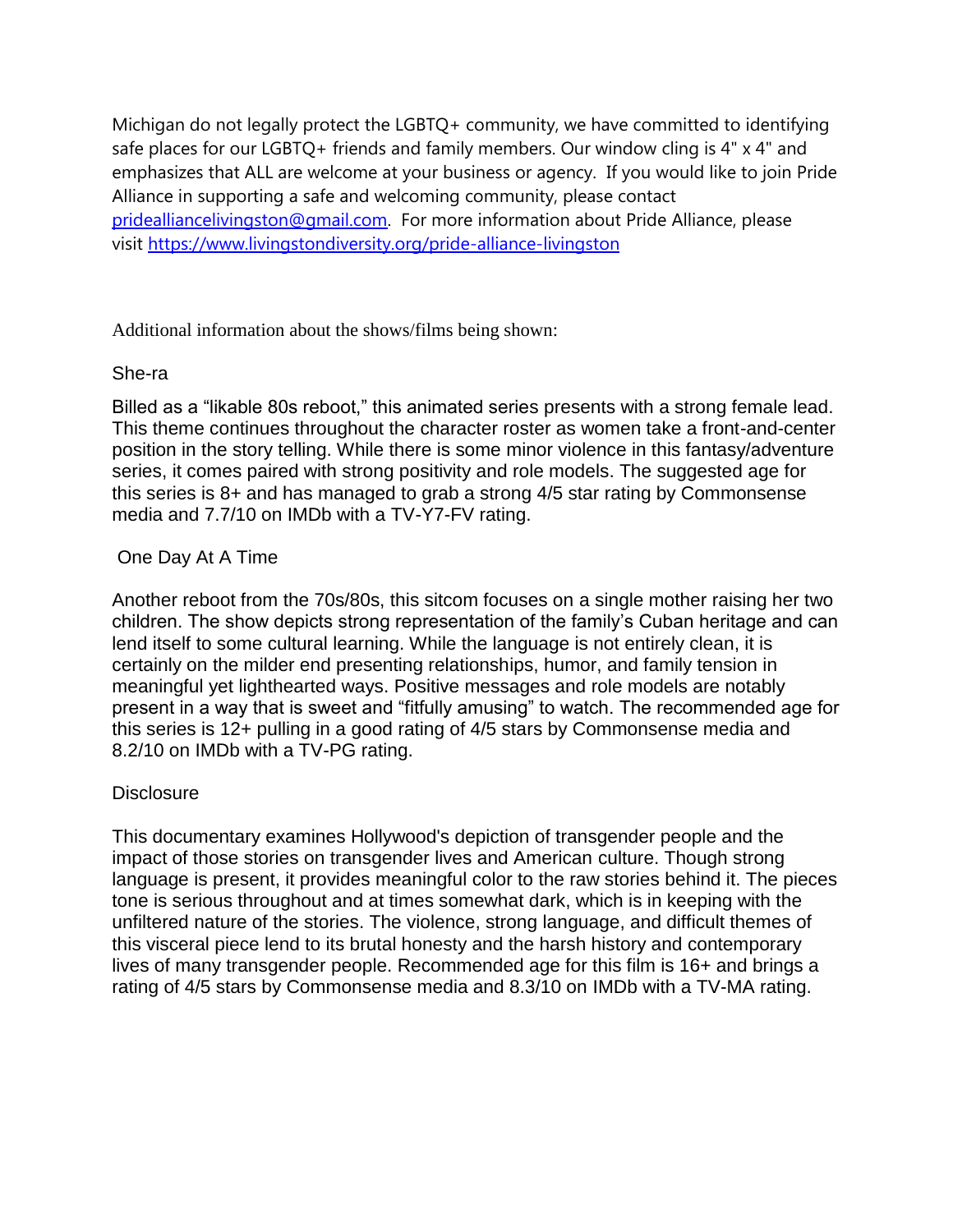Michigan do not legally protect the LGBTQ+ community, we have committed to identifying safe places for our LGBTQ+ friends and family members. Our window cling is 4" x 4" and emphasizes that ALL are welcome at your business or agency. If you would like to join Pride Alliance in supporting a safe and welcoming community, please contact [pridealliancelivingston@gmail.com](mailto:pridealliancelivingston@gmail.com). For more information about Pride Alliance, please visit [https://www.livingstondiversity.org/pride-alliance-livingston](https://www.livingstondiversity.org/pride-alliance-livingston)

Additional information about the shows/films being shown:

She-ra

Billed as a "likable 80s reboot," this animated series presents with a strong female lead. This theme continues throughout the character roster as women take a front-and-center position in the story telling. While there is some minor violence in this fantasy/adventure series, it comes paired with strong positivity and role models. The suggested age for this series is 8+ and has managed to grab a strong 4/5 star rating by Commonsense media and 7.7/10 on IMDb with a TV-Y7-FV rating.

One Day At A Time

Another reboot from the 70s/80s, this sitcom focuses on a single mother raising her two children. The show depicts strong representation of the family's Cuban heritage and can lend itself to some cultural learning. While the language is not entirely clean, it is certainly on the milder end presenting relationships, humor, and family tension in meaningful yet lighthearted ways. Positive messages and role models are notably present in a way that is sweet and "fitfully amusing" to watch. The recommended age for this series is 12+ pulling in a good rating of 4/5 stars by Commonsense media and 8.2/10 on IMDb with a TV-PG rating.

Disclosure

This documentary examines Hollywood's depiction of transgender people and the impact of those stories on transgender lives and American culture. Though strong language is present, it provides meaningful color to the raw stories behind it. The pieces tone is serious throughout and at times somewhat dark, which is in keeping with the unfiltered nature of the stories. The violence, strong language, and difficult themes of this visceral piece lend to its brutal honesty and the harsh history and contemporary lives of many transgender people. Recommended age for this film is 16+ and brings a rating of 4/5 stars by Commonsense media and 8.3/10 on IMDb with a TV-MA rating.